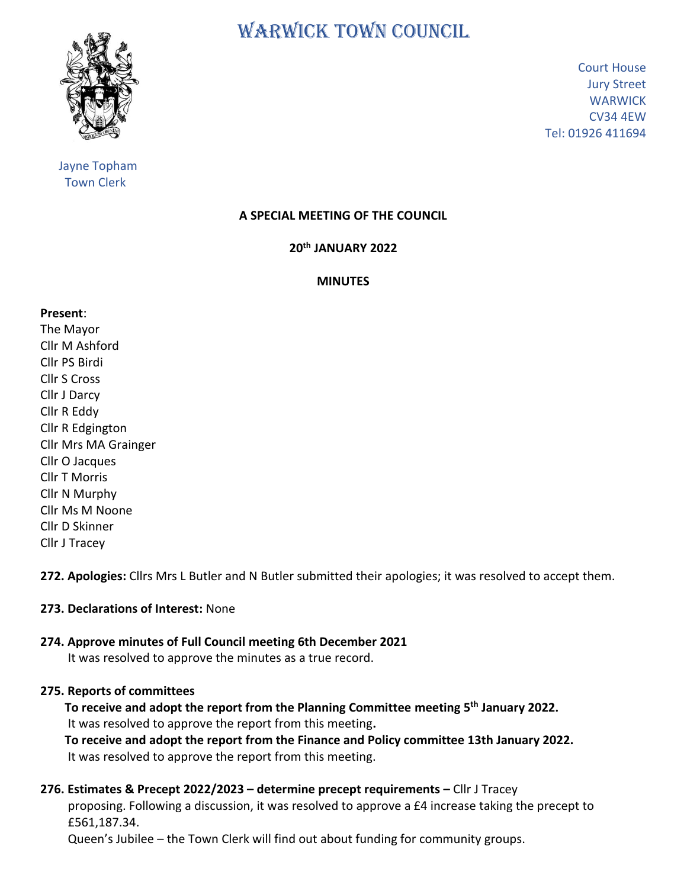# WARWICK TOWN COUNCIL

Court House
Jury Street
WARWICK
CV34 4EW
Tel: 01926 411694

Jayne Topham
Town Clerk

**A SPECIAL MEETING OF THE COUNCIL**

**20th JANUARY 2022**

**MINUTES**

**Present**:
The Mayor
Cllr M Ashford
Cllr PS Birdi
Cllr S Cross
Cllr J Darcy
Cllr R Eddy
Cllr R Edgington
Cllr Mrs MA Grainger
Cllr O Jacques
Cllr T Morris
Cllr N Murphy
Cllr Ms M Noone
Cllr D Skinner
Cllr J Tracey

**272. Apologies:** Cllrs Mrs L Butler and N Butler submitted their apologies; it was resolved to accept them.

**273. Declarations of Interest:** None

**274. Approve minutes of Full Council meeting 6th December 2021**
It was resolved to approve the minutes as a true record.

**275. Reports of committees**
**To receive and adopt the report from the Planning Committee meeting 5th January 2022.**
It was resolved to approve the report from this meeting**.**
**To receive and adopt the report from the Finance and Policy committee 13th January 2022.**
It was resolved to approve the report from this meeting.

**276. Estimates & Precept 2022/2023 – determine precept requirements –** Cllr J Tracey proposing. Following a discussion, it was resolved to approve a £4 increase taking the precept to £561,187.34.
Queen's Jubilee – the Town Clerk will find out about funding for community groups.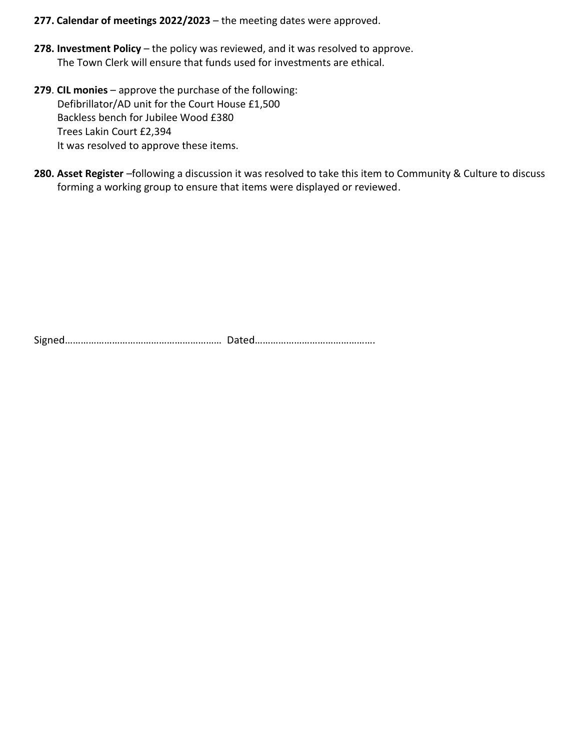**277. Calendar of meetings 2022/2023** – the meeting dates were approved.

**278. Investment Policy** – the policy was reviewed, and it was resolved to approve.
The Town Clerk will ensure that funds used for investments are ethical.

**279**. **CIL monies** – approve the purchase of the following:
Defibrillator/AD unit for the Court House £1,500
Backless bench for Jubilee Wood £380
Trees Lakin Court £2,394
It was resolved to approve these items.

**280. Asset Register** –following a discussion it was resolved to take this item to Community & Culture to discuss forming a working group to ensure that items were displayed or reviewed.

Signed…………………………………………………… Dated……………………………………….